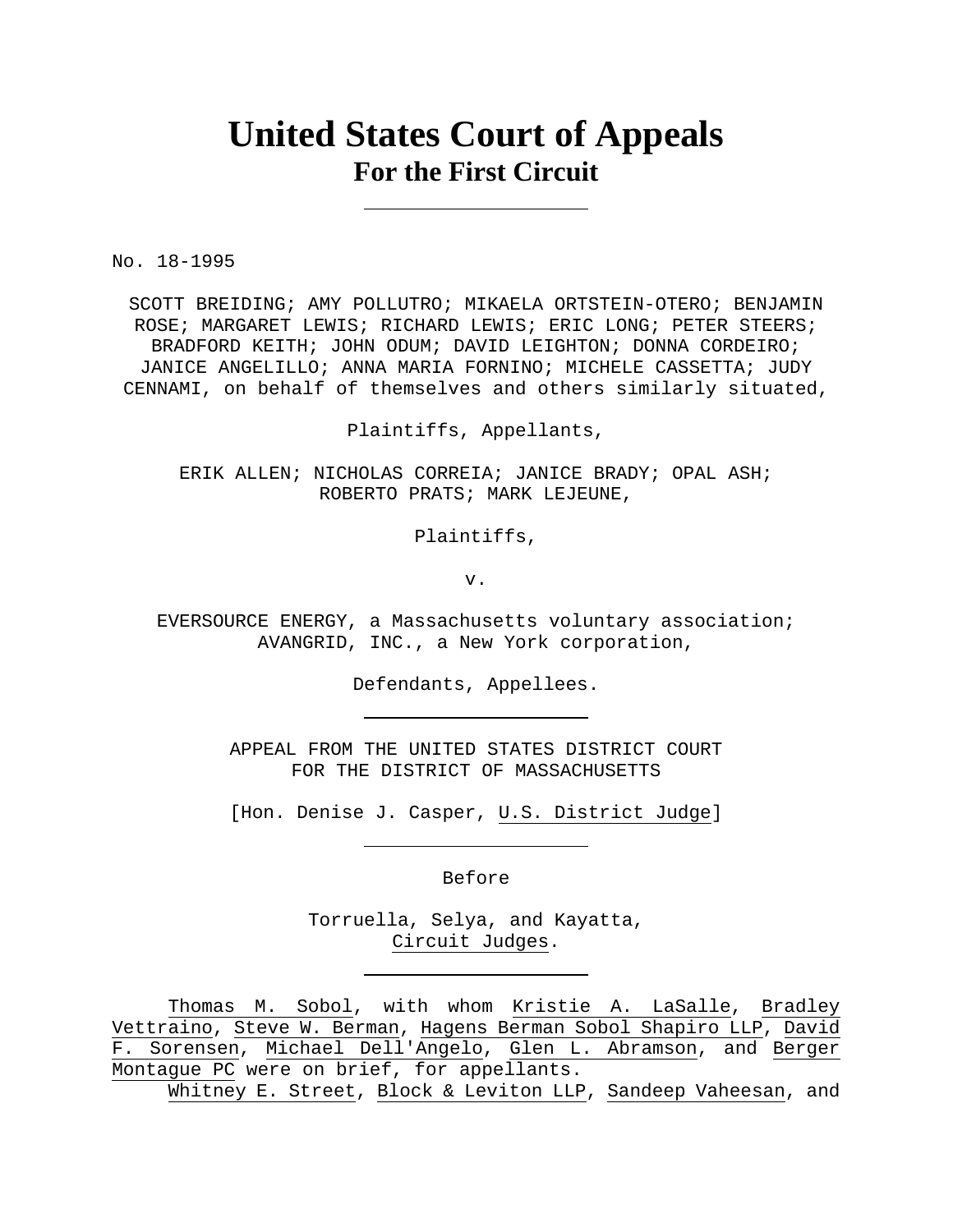# United States Court of Appeals
## For the First Circuit

---

No. 18-1995

SCOTT BREIDING; AMY POLLUTRO; MIKAELA ORTSTEIN-OTERO; BENJAMIN ROSE; MARGARET LEWIS; RICHARD LEWIS; ERIC LONG; PETER STEERS; BRADFORD KEITH; JOHN ODUM; DAVID LEIGHTON; DONNA CORDEIRO; JANICE ANGELILLO; ANNA MARIA FORNINO; MICHELE CASSETTA; JUDY CENNAMI, on behalf of themselves and others similarly situated,

Plaintiffs, Appellants,

ERIK ALLEN; NICHOLAS CORREIA; JANICE BRADY; OPAL ASH; ROBERTO PRATS; MARK LEJEUNE,

Plaintiffs,

v.

EVERSOURCE ENERGY, a Massachusetts voluntary association; AVANGRID, INC., a New York corporation,

Defendants, Appellees.

---

APPEAL FROM THE UNITED STATES DISTRICT COURT FOR THE DISTRICT OF MASSACHUSETTS

[Hon. Denise J. Casper, U.S. District Judge]

---

Before

Torruella, Selya, and Kayatta, Circuit Judges.

---

Thomas M. Sobol, with whom Kristie A. LaSalle, Bradley Vettraino, Steve W. Berman, Hagens Berman Sobol Shapiro LLP, David F. Sorensen, Michael Dell'Angelo, Glen L. Abramson, and Berger Montague PC were on brief, for appellants.

Whitney E. Street, Block & Leviton LLP, Sandeep Vaheesan, and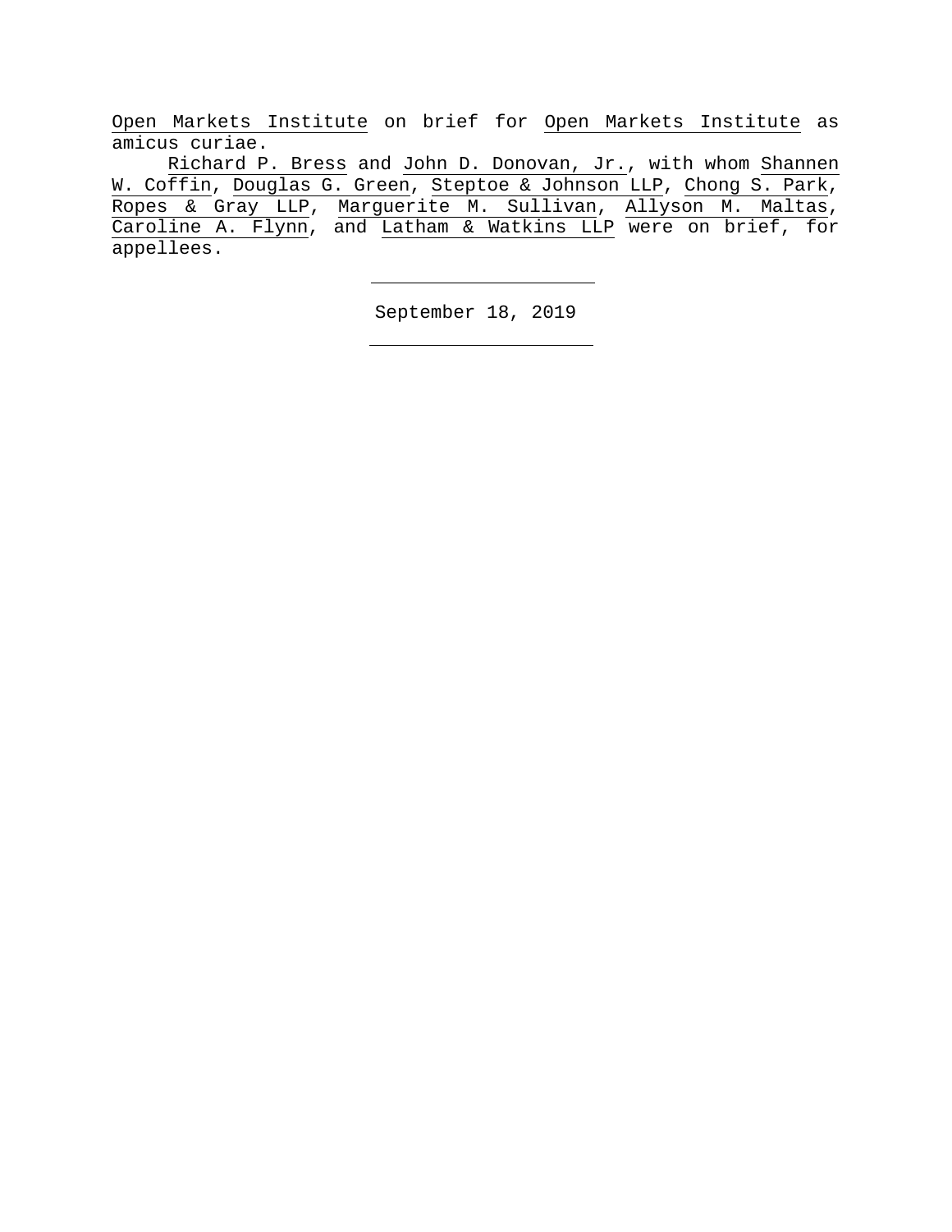Open Markets Institute on brief for Open Markets Institute as amicus curiae.

Richard P. Bress and John D. Donovan, Jr., with whom Shannen W. Coffin, Douglas G. Green, Steptoe & Johnson LLP, Chong S. Park, Ropes & Gray LLP, Marguerite M. Sullivan, Allyson M. Maltas, Caroline A. Flynn, and Latham & Watkins LLP were on brief, for appellees.

---

September 18, 2019

---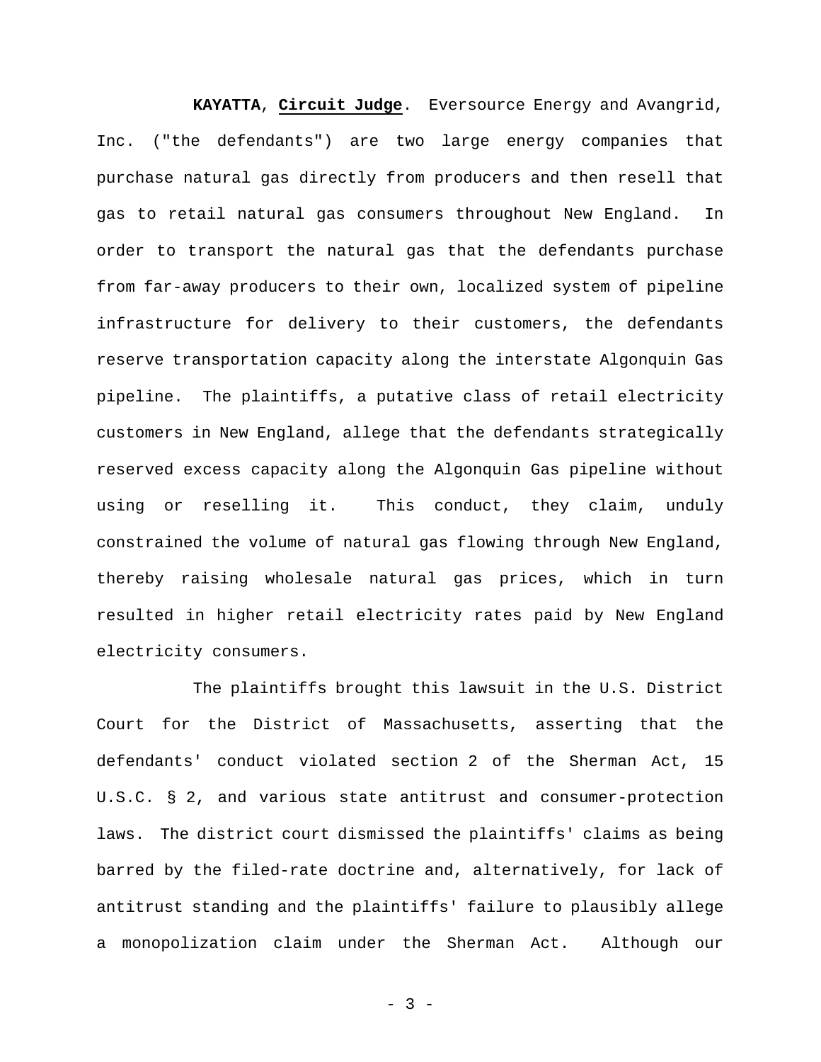**KAYATTA**, **Circuit Judge**. Eversource Energy and Avangrid, Inc. ("the defendants") are two large energy companies that purchase natural gas directly from producers and then resell that gas to retail natural gas consumers throughout New England. In order to transport the natural gas that the defendants purchase from far-away producers to their own, localized system of pipeline infrastructure for delivery to their customers, the defendants reserve transportation capacity along the interstate Algonquin Gas pipeline. The plaintiffs, a putative class of retail electricity customers in New England, allege that the defendants strategically reserved excess capacity along the Algonquin Gas pipeline without using or reselling it. This conduct, they claim, unduly constrained the volume of natural gas flowing through New England, thereby raising wholesale natural gas prices, which in turn resulted in higher retail electricity rates paid by New England electricity consumers.

The plaintiffs brought this lawsuit in the U.S. District Court for the District of Massachusetts, asserting that the defendants' conduct violated section 2 of the Sherman Act, 15 U.S.C. § 2, and various state antitrust and consumer-protection laws. The district court dismissed the plaintiffs' claims as being barred by the filed-rate doctrine and, alternatively, for lack of antitrust standing and the plaintiffs' failure to plausibly allege a monopolization claim under the Sherman Act. Although our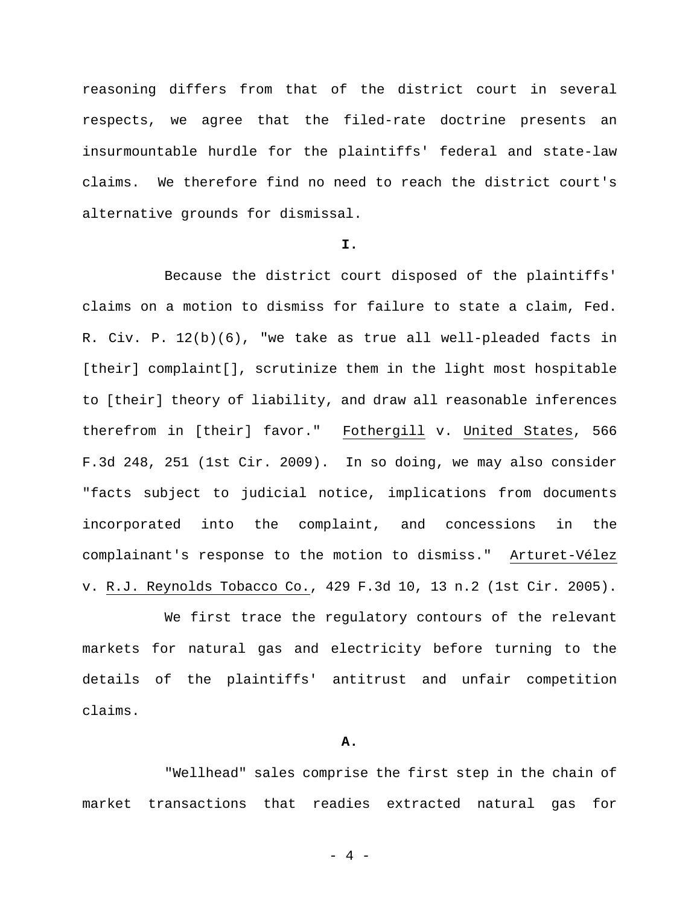reasoning differs from that of the district court in several respects, we agree that the filed-rate doctrine presents an insurmountable hurdle for the plaintiffs' federal and state-law claims. We therefore find no need to reach the district court's alternative grounds for dismissal.

**I.**

Because the district court disposed of the plaintiffs' claims on a motion to dismiss for failure to state a claim, Fed. R. Civ. P. 12(b)(6), "we take as true all well-pleaded facts in [their] complaint[], scrutinize them in the light most hospitable to [their] theory of liability, and draw all reasonable inferences therefrom in [their] favor." Fothergill v. United States, 566 F.3d 248, 251 (1st Cir. 2009). In so doing, we may also consider "facts subject to judicial notice, implications from documents incorporated into the complaint, and concessions in the complainant's response to the motion to dismiss." Arturet-Vélez v. R.J. Reynolds Tobacco Co., 429 F.3d 10, 13 n.2 (1st Cir. 2005).

We first trace the regulatory contours of the relevant markets for natural gas and electricity before turning to the details of the plaintiffs' antitrust and unfair competition claims.

**A.**

"Wellhead" sales comprise the first step in the chain of market transactions that readies extracted natural gas for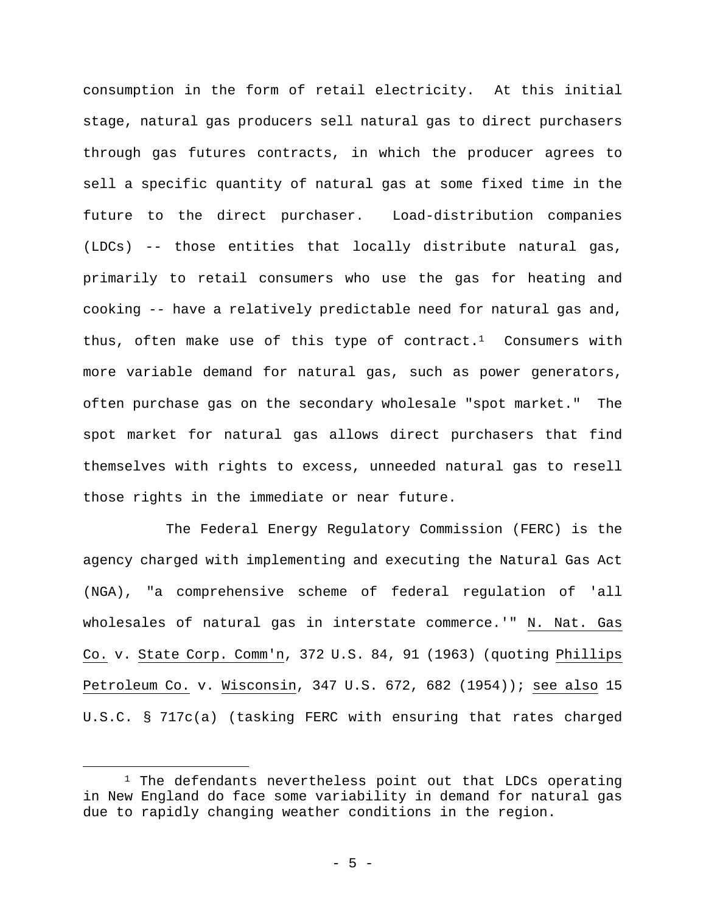consumption in the form of retail electricity. At this initial stage, natural gas producers sell natural gas to direct purchasers through gas futures contracts, in which the producer agrees to sell a specific quantity of natural gas at some fixed time in the future to the direct purchaser. Load-distribution companies (LDCs) -- those entities that locally distribute natural gas, primarily to retail consumers who use the gas for heating and cooking -- have a relatively predictable need for natural gas and, thus, often make use of this type of contract.[1] Consumers with more variable demand for natural gas, such as power generators, often purchase gas on the secondary wholesale "spot market." The spot market for natural gas allows direct purchasers that find themselves with rights to excess, unneeded natural gas to resell those rights in the immediate or near future.

The Federal Energy Regulatory Commission (FERC) is the agency charged with implementing and executing the Natural Gas Act (NGA), "a comprehensive scheme of federal regulation of 'all wholesales of natural gas in interstate commerce.'" N. Nat. Gas Co. v. State Corp. Comm'n, 372 U.S. 84, 91 (1963) (quoting Phillips Petroleum Co. v. Wisconsin, 347 U.S. 672, 682 (1954)); see also 15 U.S.C. § 717c(a) (tasking FERC with ensuring that rates charged

[1] The defendants nevertheless point out that LDCs operating in New England do face some variability in demand for natural gas due to rapidly changing weather conditions in the region.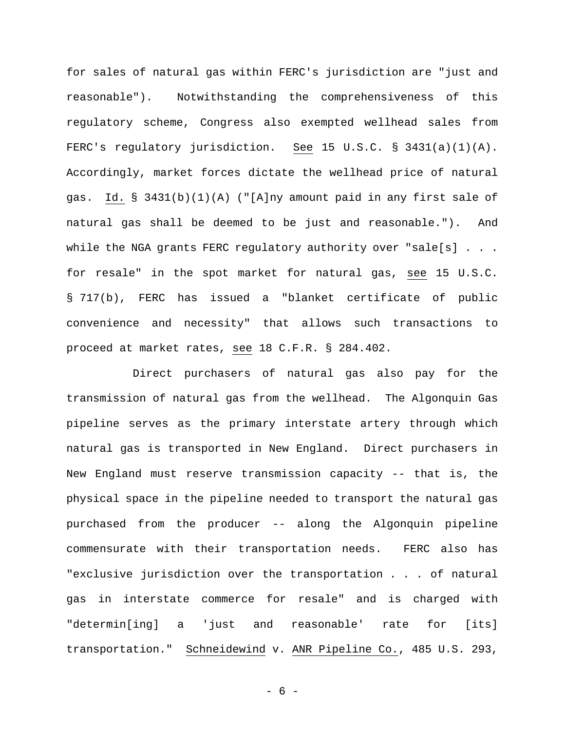for sales of natural gas within FERC's jurisdiction are "just and reasonable"). Notwithstanding the comprehensiveness of this regulatory scheme, Congress also exempted wellhead sales from FERC's regulatory jurisdiction. See 15 U.S.C. § 3431(a)(1)(A). Accordingly, market forces dictate the wellhead price of natural gas. Id. § 3431(b)(1)(A) ("[A]ny amount paid in any first sale of natural gas shall be deemed to be just and reasonable."). And while the NGA grants FERC regulatory authority over "sale[s] . . . for resale" in the spot market for natural gas, see 15 U.S.C. § 717(b), FERC has issued a "blanket certificate of public convenience and necessity" that allows such transactions to proceed at market rates, see 18 C.F.R. § 284.402.

Direct purchasers of natural gas also pay for the transmission of natural gas from the wellhead. The Algonquin Gas pipeline serves as the primary interstate artery through which natural gas is transported in New England. Direct purchasers in New England must reserve transmission capacity -- that is, the physical space in the pipeline needed to transport the natural gas purchased from the producer -- along the Algonquin pipeline commensurate with their transportation needs. FERC also has "exclusive jurisdiction over the transportation . . . of natural gas in interstate commerce for resale" and is charged with "determin[ing] a 'just and reasonable' rate for [its] transportation." Schneidewind v. ANR Pipeline Co., 485 U.S. 293,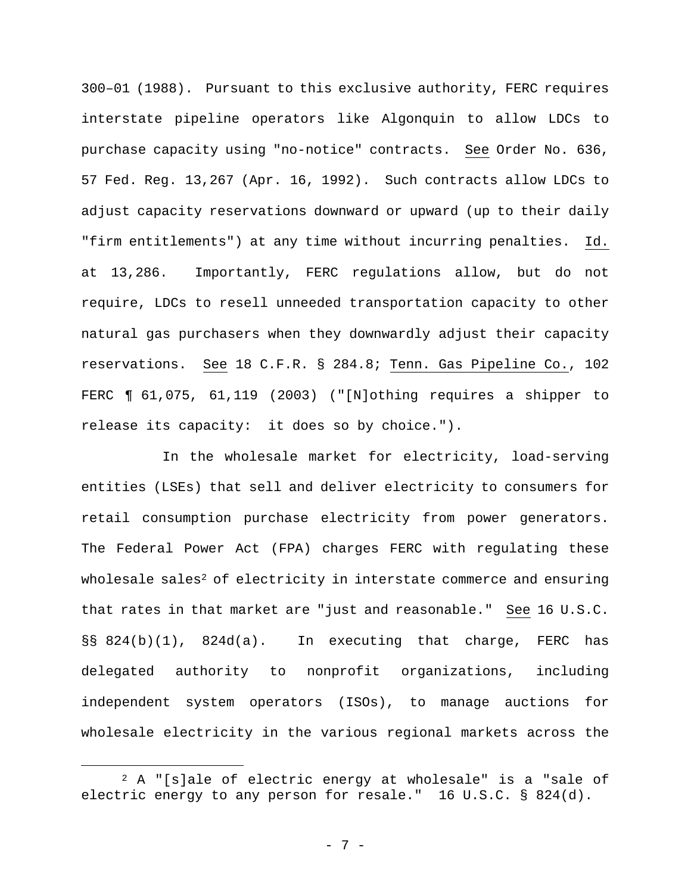300–01 (1988). Pursuant to this exclusive authority, FERC requires interstate pipeline operators like Algonquin to allow LDCs to purchase capacity using "no-notice" contracts. See Order No. 636, 57 Fed. Reg. 13,267 (Apr. 16, 1992). Such contracts allow LDCs to adjust capacity reservations downward or upward (up to their daily "firm entitlements") at any time without incurring penalties. Id. at 13,286. Importantly, FERC regulations allow, but do not require, LDCs to resell unneeded transportation capacity to other natural gas purchasers when they downwardly adjust their capacity reservations. See 18 C.F.R. § 284.8; Tenn. Gas Pipeline Co., 102 FERC ¶ 61,075, 61,119 (2003) ("[N]othing requires a shipper to release its capacity: it does so by choice.").

In the wholesale market for electricity, load-serving entities (LSEs) that sell and deliver electricity to consumers for retail consumption purchase electricity from power generators. The Federal Power Act (FPA) charges FERC with regulating these wholesale sales[2] of electricity in interstate commerce and ensuring that rates in that market are "just and reasonable." See 16 U.S.C. §§ 824(b)(1), 824d(a). In executing that charge, FERC has delegated authority to nonprofit organizations, including independent system operators (ISOs), to manage auctions for wholesale electricity in the various regional markets across the

---

[2] A "[s]ale of electric energy at wholesale" is a "sale of electric energy to any person for resale." 16 U.S.C. § 824(d).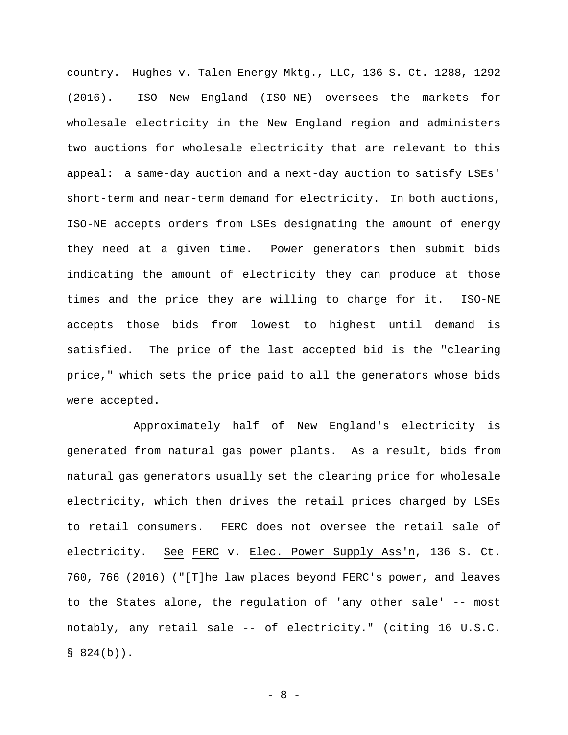country. Hughes v. Talen Energy Mktg., LLC, 136 S. Ct. 1288, 1292 (2016). ISO New England (ISO-NE) oversees the markets for wholesale electricity in the New England region and administers two auctions for wholesale electricity that are relevant to this appeal: a same-day auction and a next-day auction to satisfy LSEs' short-term and near-term demand for electricity. In both auctions, ISO-NE accepts orders from LSEs designating the amount of energy they need at a given time. Power generators then submit bids indicating the amount of electricity they can produce at those times and the price they are willing to charge for it. ISO-NE accepts those bids from lowest to highest until demand is satisfied. The price of the last accepted bid is the "clearing price," which sets the price paid to all the generators whose bids were accepted.

Approximately half of New England's electricity is generated from natural gas power plants. As a result, bids from natural gas generators usually set the clearing price for wholesale electricity, which then drives the retail prices charged by LSEs to retail consumers. FERC does not oversee the retail sale of electricity. See FERC v. Elec. Power Supply Ass'n, 136 S. Ct. 760, 766 (2016) ("[T]he law places beyond FERC's power, and leaves to the States alone, the regulation of 'any other sale' -- most notably, any retail sale -- of electricity." (citing 16 U.S.C. § 824(b)).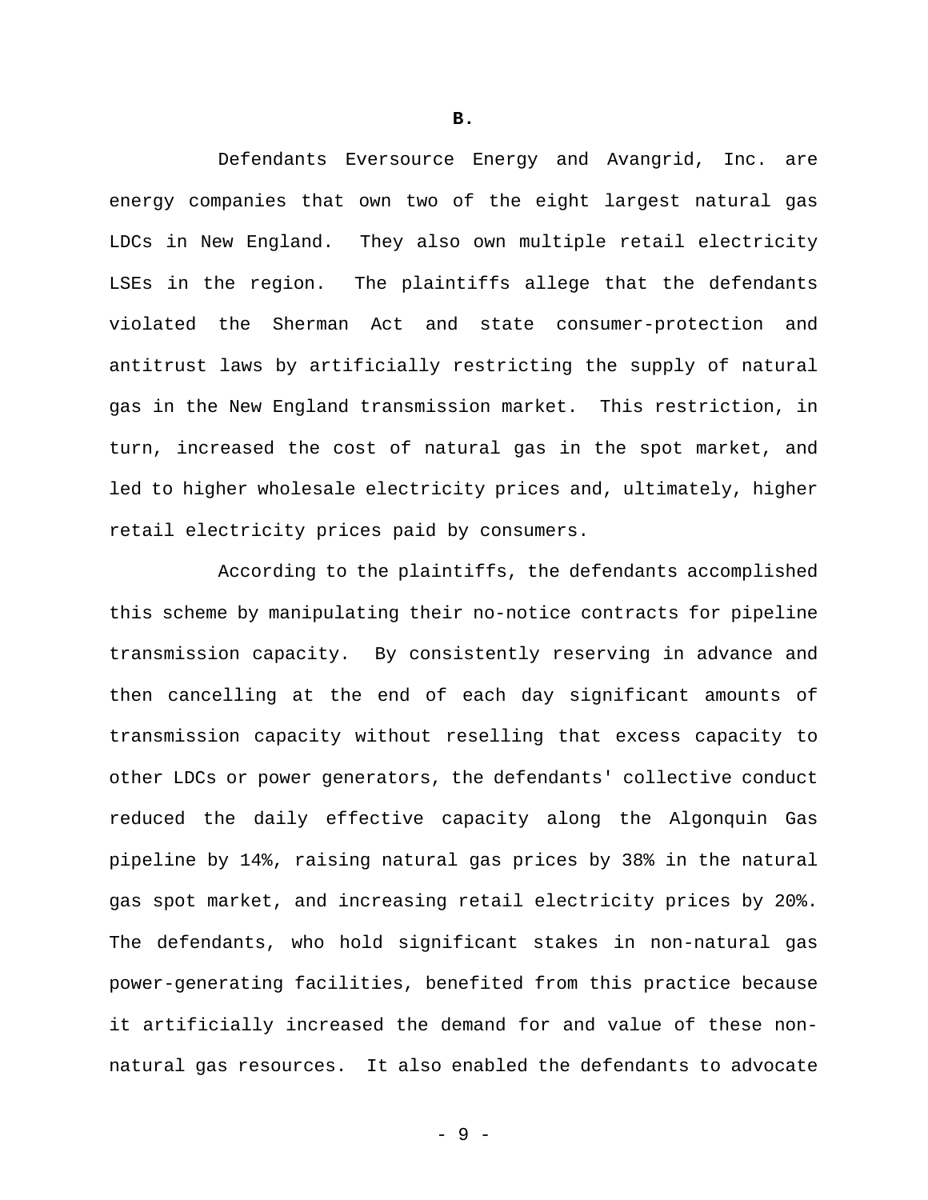**B.**

Defendants Eversource Energy and Avangrid, Inc. are energy companies that own two of the eight largest natural gas LDCs in New England. They also own multiple retail electricity LSEs in the region. The plaintiffs allege that the defendants violated the Sherman Act and state consumer-protection and antitrust laws by artificially restricting the supply of natural gas in the New England transmission market. This restriction, in turn, increased the cost of natural gas in the spot market, and led to higher wholesale electricity prices and, ultimately, higher retail electricity prices paid by consumers.

According to the plaintiffs, the defendants accomplished this scheme by manipulating their no-notice contracts for pipeline transmission capacity. By consistently reserving in advance and then cancelling at the end of each day significant amounts of transmission capacity without reselling that excess capacity to other LDCs or power generators, the defendants' collective conduct reduced the daily effective capacity along the Algonquin Gas pipeline by 14%, raising natural gas prices by 38% in the natural gas spot market, and increasing retail electricity prices by 20%. The defendants, who hold significant stakes in non-natural gas power-generating facilities, benefited from this practice because it artificially increased the demand for and value of these non-natural gas resources. It also enabled the defendants to advocate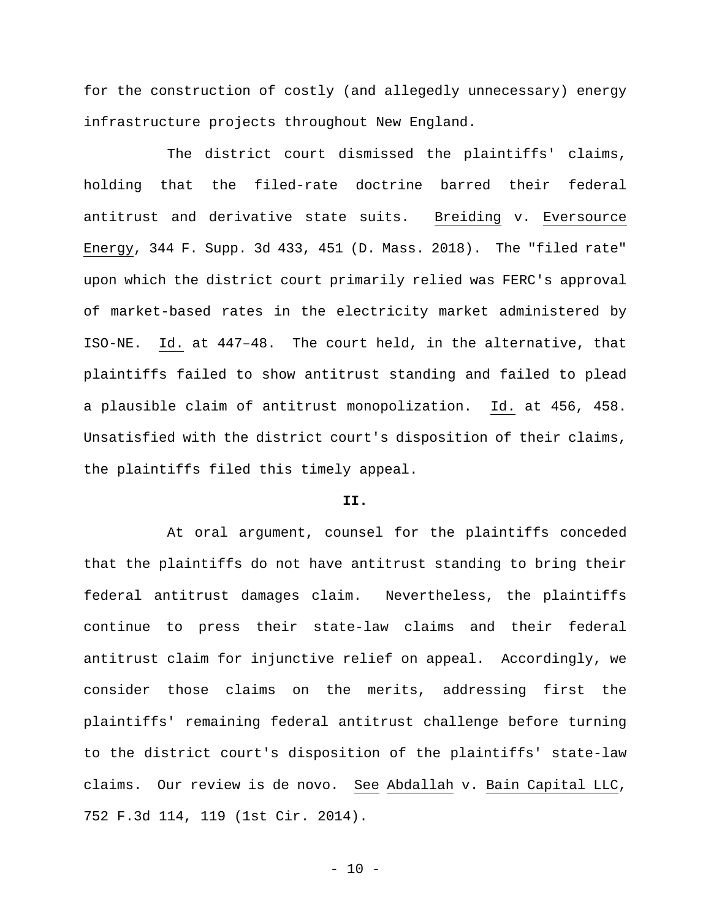for the construction of costly (and allegedly unnecessary) energy infrastructure projects throughout New England.

The district court dismissed the plaintiffs' claims, holding that the filed-rate doctrine barred their federal antitrust and derivative state suits. Breiding v. Eversource Energy, 344 F. Supp. 3d 433, 451 (D. Mass. 2018). The "filed rate" upon which the district court primarily relied was FERC's approval of market-based rates in the electricity market administered by ISO-NE. Id. at 447–48. The court held, in the alternative, that plaintiffs failed to show antitrust standing and failed to plead a plausible claim of antitrust monopolization. Id. at 456, 458. Unsatisfied with the district court's disposition of their claims, the plaintiffs filed this timely appeal.

**II.**

At oral argument, counsel for the plaintiffs conceded that the plaintiffs do not have antitrust standing to bring their federal antitrust damages claim. Nevertheless, the plaintiffs continue to press their state-law claims and their federal antitrust claim for injunctive relief on appeal. Accordingly, we consider those claims on the merits, addressing first the plaintiffs' remaining federal antitrust challenge before turning to the district court's disposition of the plaintiffs' state-law claims. Our review is de novo. See Abdallah v. Bain Capital LLC, 752 F.3d 114, 119 (1st Cir. 2014).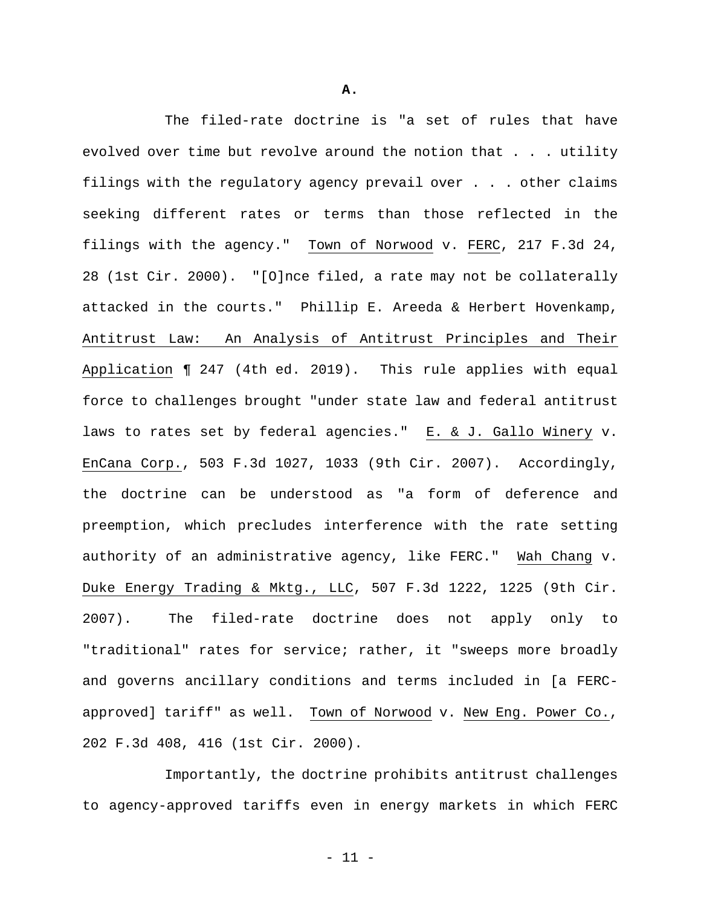**A.**

The filed-rate doctrine is "a set of rules that have evolved over time but revolve around the notion that . . . utility filings with the regulatory agency prevail over . . . other claims seeking different rates or terms than those reflected in the filings with the agency." Town of Norwood v. FERC, 217 F.3d 24, 28 (1st Cir. 2000). "[O]nce filed, a rate may not be collaterally attacked in the courts." Phillip E. Areeda & Herbert Hovenkamp, Antitrust Law: An Analysis of Antitrust Principles and Their Application ¶ 247 (4th ed. 2019). This rule applies with equal force to challenges brought "under state law and federal antitrust laws to rates set by federal agencies." E. & J. Gallo Winery v. EnCana Corp., 503 F.3d 1027, 1033 (9th Cir. 2007). Accordingly, the doctrine can be understood as "a form of deference and preemption, which precludes interference with the rate setting authority of an administrative agency, like FERC." Wah Chang v. Duke Energy Trading & Mktg., LLC, 507 F.3d 1222, 1225 (9th Cir. 2007). The filed-rate doctrine does not apply only to "traditional" rates for service; rather, it "sweeps more broadly and governs ancillary conditions and terms included in [a FERC-approved] tariff" as well. Town of Norwood v. New Eng. Power Co., 202 F.3d 408, 416 (1st Cir. 2000).

Importantly, the doctrine prohibits antitrust challenges to agency-approved tariffs even in energy markets in which FERC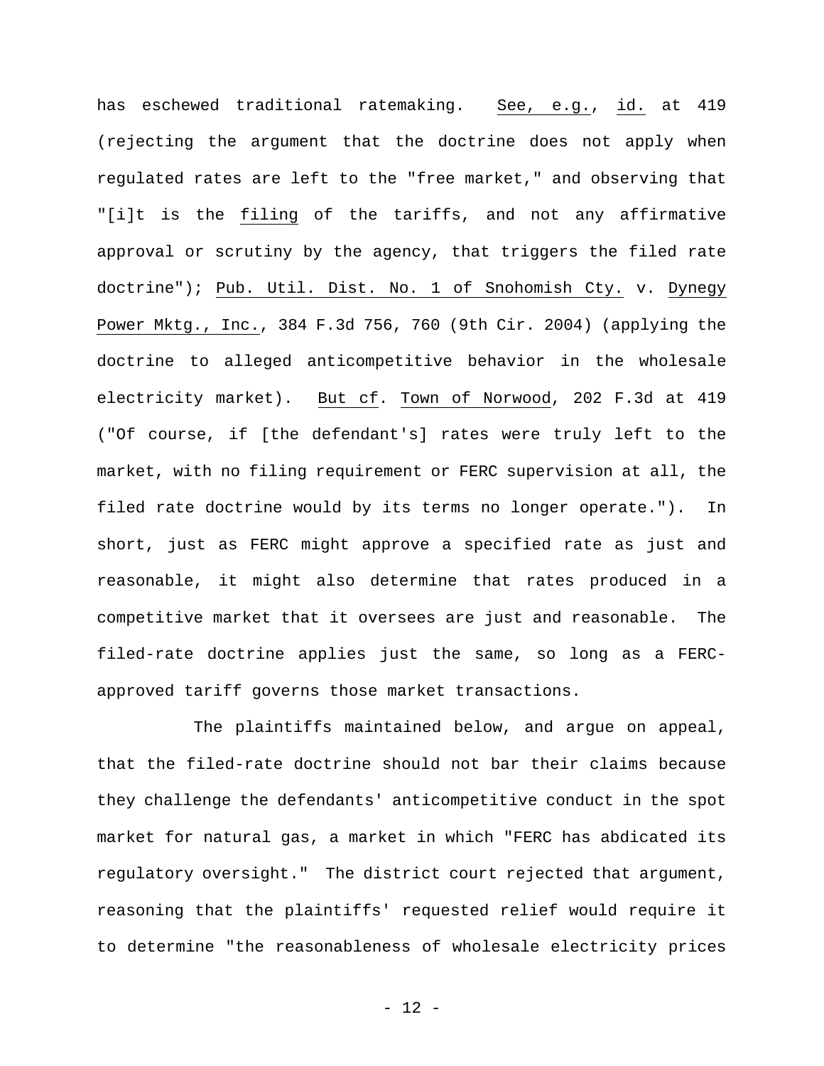has eschewed traditional ratemaking. See, e.g., id. at 419 (rejecting the argument that the doctrine does not apply when regulated rates are left to the "free market," and observing that "[i]t is the filing of the tariffs, and not any affirmative approval or scrutiny by the agency, that triggers the filed rate doctrine"); Pub. Util. Dist. No. 1 of Snohomish Cty. v. Dynegy Power Mktg., Inc., 384 F.3d 756, 760 (9th Cir. 2004) (applying the doctrine to alleged anticompetitive behavior in the wholesale electricity market). But cf. Town of Norwood, 202 F.3d at 419 ("Of course, if [the defendant's] rates were truly left to the market, with no filing requirement or FERC supervision at all, the filed rate doctrine would by its terms no longer operate."). In short, just as FERC might approve a specified rate as just and reasonable, it might also determine that rates produced in a competitive market that it oversees are just and reasonable. The filed-rate doctrine applies just the same, so long as a FERC-approved tariff governs those market transactions.

The plaintiffs maintained below, and argue on appeal, that the filed-rate doctrine should not bar their claims because they challenge the defendants' anticompetitive conduct in the spot market for natural gas, a market in which "FERC has abdicated its regulatory oversight." The district court rejected that argument, reasoning that the plaintiffs' requested relief would require it to determine "the reasonableness of wholesale electricity prices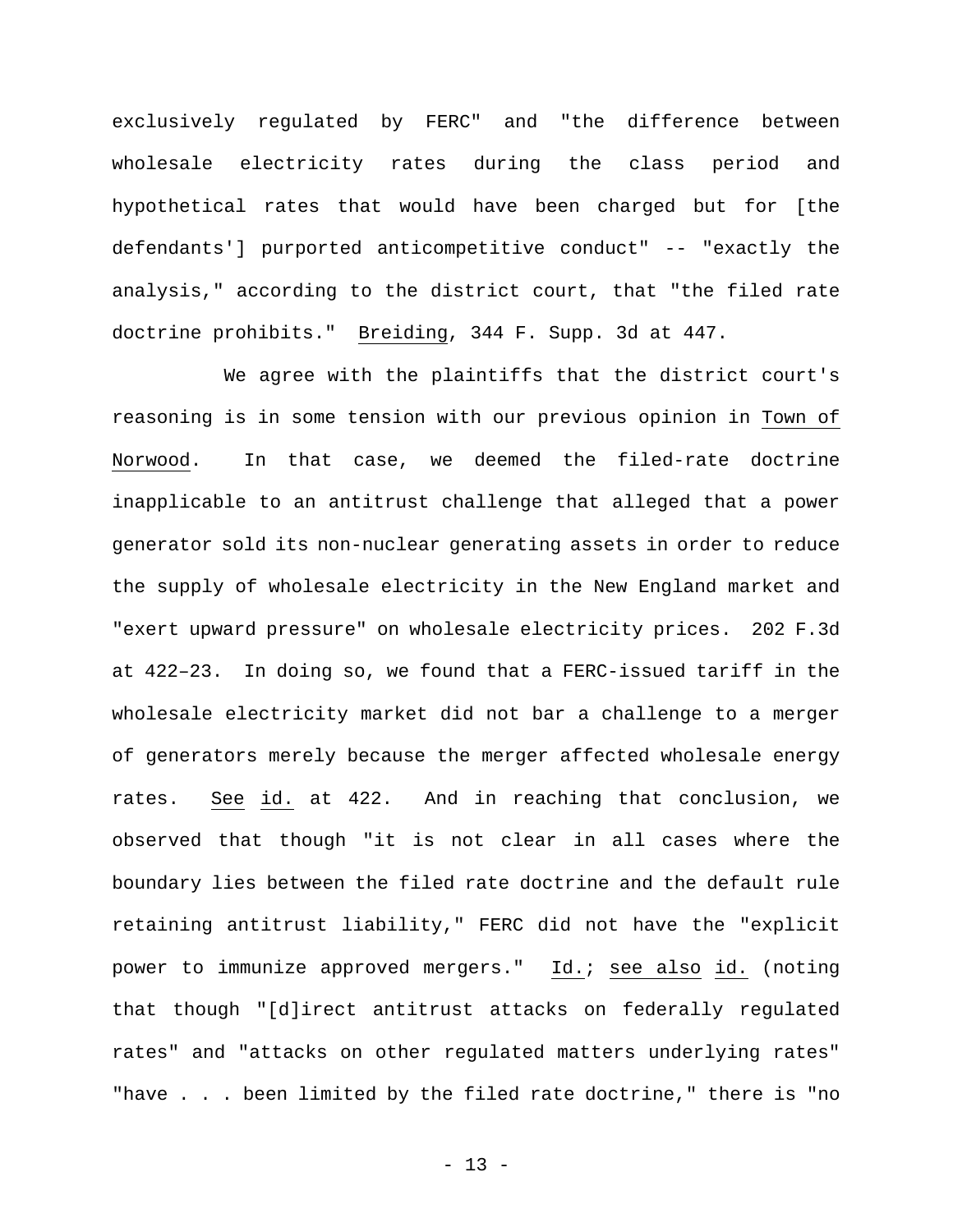exclusively regulated by FERC" and "the difference between wholesale electricity rates during the class period and hypothetical rates that would have been charged but for [the defendants'] purported anticompetitive conduct" -- "exactly the analysis," according to the district court, that "the filed rate doctrine prohibits." Breiding, 344 F. Supp. 3d at 447.

We agree with the plaintiffs that the district court's reasoning is in some tension with our previous opinion in Town of Norwood. In that case, we deemed the filed-rate doctrine inapplicable to an antitrust challenge that alleged that a power generator sold its non-nuclear generating assets in order to reduce the supply of wholesale electricity in the New England market and "exert upward pressure" on wholesale electricity prices. 202 F.3d at 422–23. In doing so, we found that a FERC-issued tariff in the wholesale electricity market did not bar a challenge to a merger of generators merely because the merger affected wholesale energy rates. See id. at 422. And in reaching that conclusion, we observed that though "it is not clear in all cases where the boundary lies between the filed rate doctrine and the default rule retaining antitrust liability," FERC did not have the "explicit power to immunize approved mergers." Id.; see also id. (noting that though "[d]irect antitrust attacks on federally regulated rates" and "attacks on other regulated matters underlying rates" "have . . . been limited by the filed rate doctrine," there is "no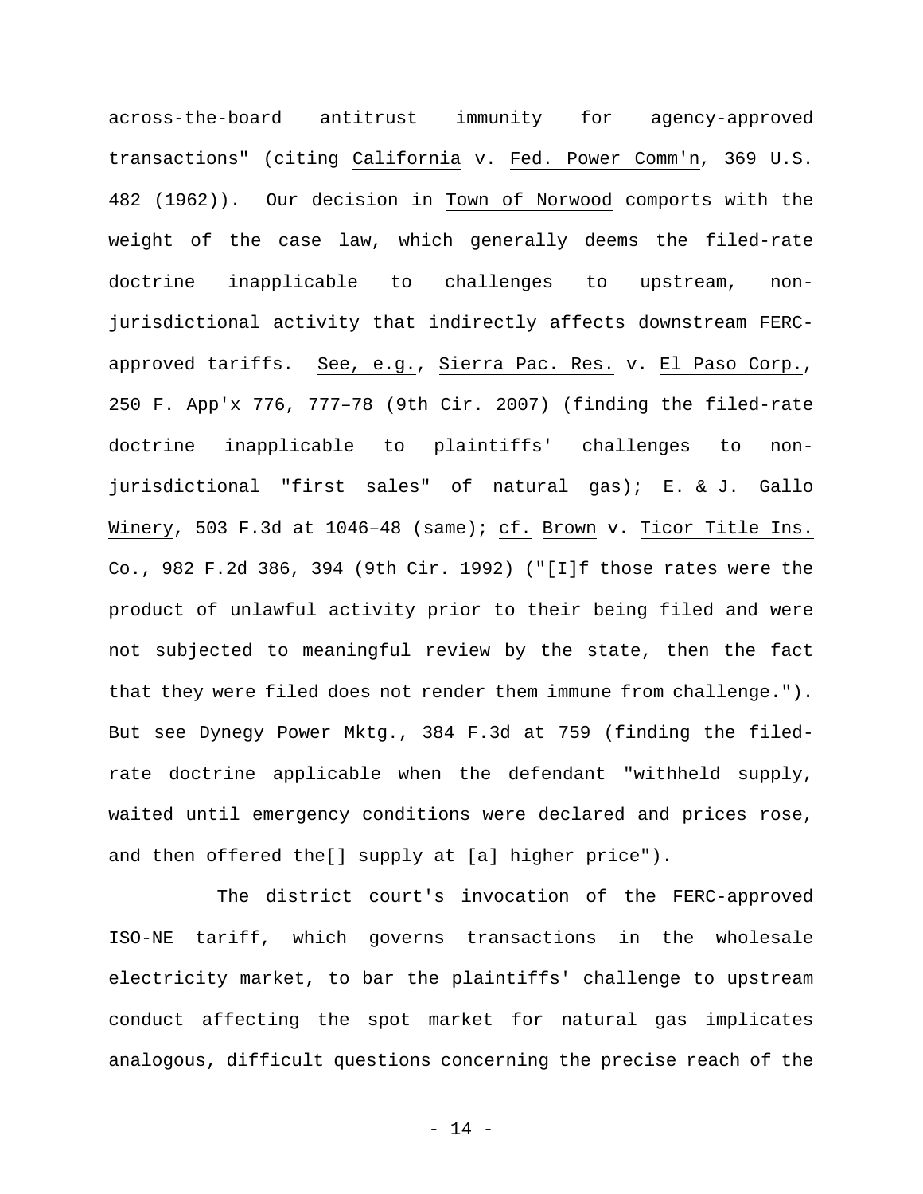across-the-board antitrust immunity for agency-approved transactions" (citing California v. Fed. Power Comm'n, 369 U.S. 482 (1962)). Our decision in Town of Norwood comports with the weight of the case law, which generally deems the filed-rate doctrine inapplicable to challenges to upstream, non-jurisdictional activity that indirectly affects downstream FERC-approved tariffs. See, e.g., Sierra Pac. Res. v. El Paso Corp., 250 F. App'x 776, 777–78 (9th Cir. 2007) (finding the filed-rate doctrine inapplicable to plaintiffs' challenges to non-jurisdictional "first sales" of natural gas); E. & J. Gallo Winery, 503 F.3d at 1046–48 (same); cf. Brown v. Ticor Title Ins. Co., 982 F.2d 386, 394 (9th Cir. 1992) ("[I]f those rates were the product of unlawful activity prior to their being filed and were not subjected to meaningful review by the state, then the fact that they were filed does not render them immune from challenge."). But see Dynegy Power Mktg., 384 F.3d at 759 (finding the filed-rate doctrine applicable when the defendant "withheld supply, waited until emergency conditions were declared and prices rose, and then offered the[] supply at [a] higher price").

The district court's invocation of the FERC-approved ISO-NE tariff, which governs transactions in the wholesale electricity market, to bar the plaintiffs' challenge to upstream conduct affecting the spot market for natural gas implicates analogous, difficult questions concerning the precise reach of the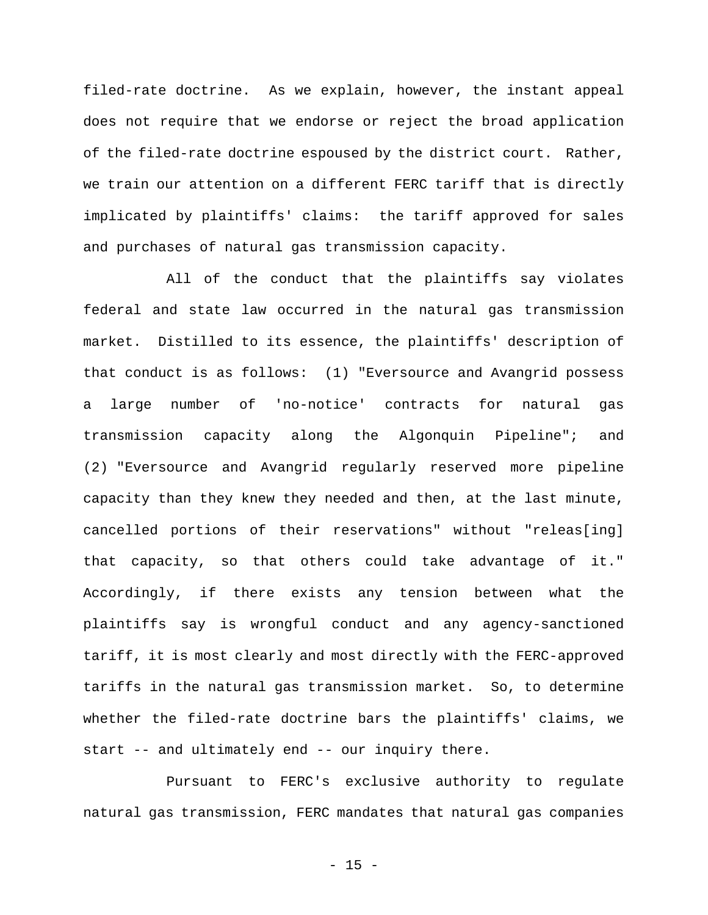filed-rate doctrine. As we explain, however, the instant appeal does not require that we endorse or reject the broad application of the filed-rate doctrine espoused by the district court. Rather, we train our attention on a different FERC tariff that is directly implicated by plaintiffs' claims: the tariff approved for sales and purchases of natural gas transmission capacity.

All of the conduct that the plaintiffs say violates federal and state law occurred in the natural gas transmission market. Distilled to its essence, the plaintiffs' description of that conduct is as follows: (1) "Eversource and Avangrid possess a large number of 'no-notice' contracts for natural gas transmission capacity along the Algonquin Pipeline"; and (2) "Eversource and Avangrid regularly reserved more pipeline capacity than they knew they needed and then, at the last minute, cancelled portions of their reservations" without "releas[ing] that capacity, so that others could take advantage of it." Accordingly, if there exists any tension between what the plaintiffs say is wrongful conduct and any agency-sanctioned tariff, it is most clearly and most directly with the FERC-approved tariffs in the natural gas transmission market. So, to determine whether the filed-rate doctrine bars the plaintiffs' claims, we start -- and ultimately end -- our inquiry there.

Pursuant to FERC's exclusive authority to regulate natural gas transmission, FERC mandates that natural gas companies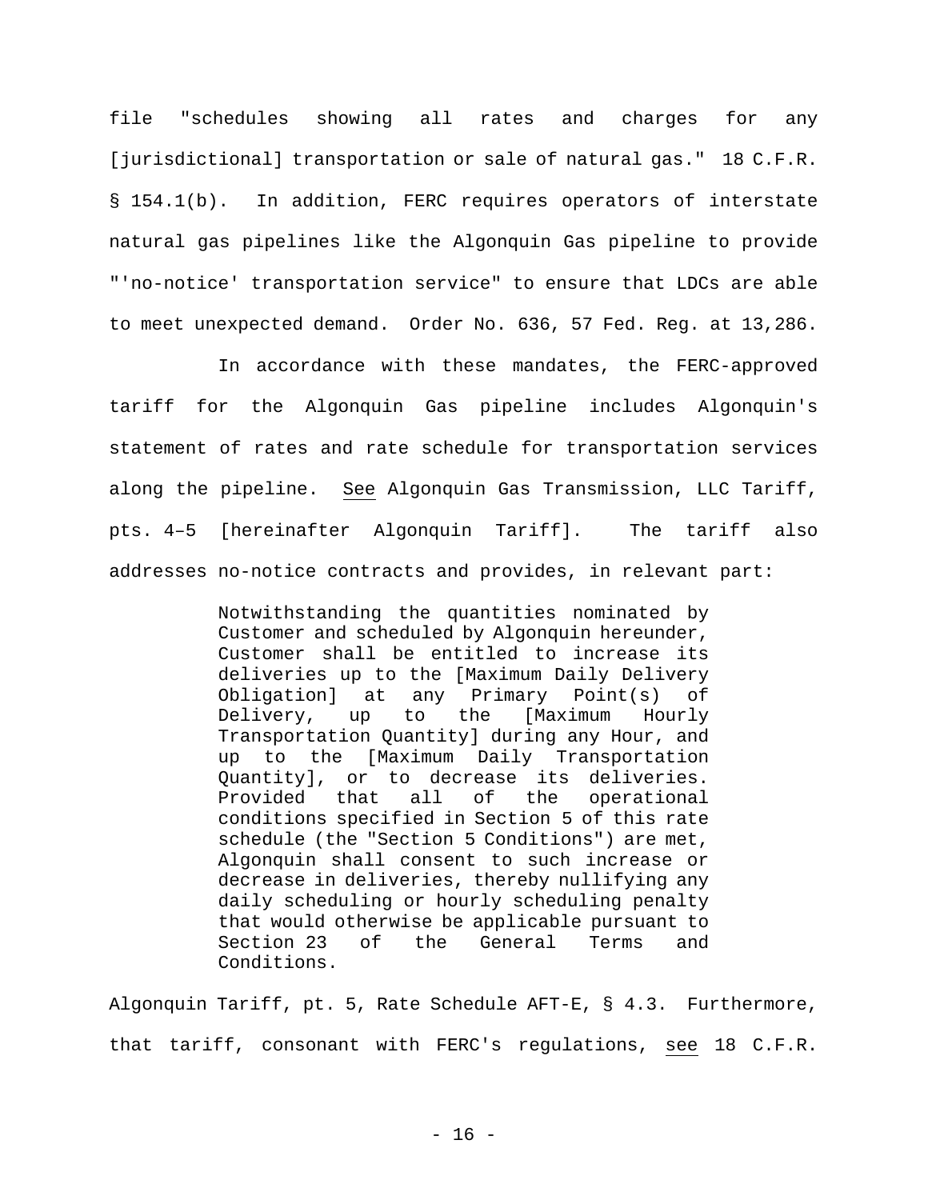file "schedules showing all rates and charges for any [jurisdictional] transportation or sale of natural gas." 18 C.F.R. § 154.1(b). In addition, FERC requires operators of interstate natural gas pipelines like the Algonquin Gas pipeline to provide "'no-notice' transportation service" to ensure that LDCs are able to meet unexpected demand. Order No. 636, 57 Fed. Reg. at 13,286.

In accordance with these mandates, the FERC-approved tariff for the Algonquin Gas pipeline includes Algonquin's statement of rates and rate schedule for transportation services along the pipeline. See Algonquin Gas Transmission, LLC Tariff, pts. 4–5 [hereinafter Algonquin Tariff]. The tariff also addresses no-notice contracts and provides, in relevant part:

> Notwithstanding the quantities nominated by Customer and scheduled by Algonquin hereunder, Customer shall be entitled to increase its deliveries up to the [Maximum Daily Delivery Obligation] at any Primary Point(s) of Delivery, up to the [Maximum Hourly Transportation Quantity] during any Hour, and up to the [Maximum Daily Transportation Quantity], or to decrease its deliveries. Provided that all of the operational conditions specified in Section 5 of this rate schedule (the "Section 5 Conditions") are met, Algonquin shall consent to such increase or decrease in deliveries, thereby nullifying any daily scheduling or hourly scheduling penalty that would otherwise be applicable pursuant to Section 23 of the General Terms and Conditions.

Algonquin Tariff, pt. 5, Rate Schedule AFT-E, § 4.3. Furthermore, that tariff, consonant with FERC's regulations, see 18 C.F.R.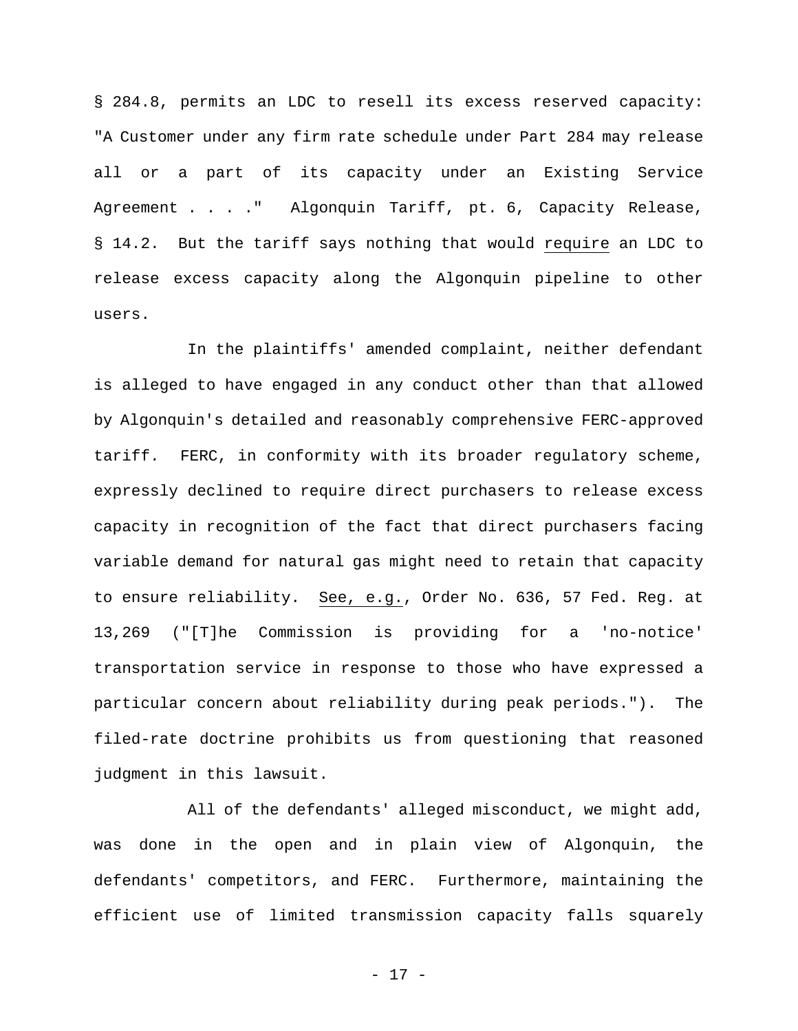§ 284.8, permits an LDC to resell its excess reserved capacity: "A Customer under any firm rate schedule under Part 284 may release all or a part of its capacity under an Existing Service Agreement . . . ." Algonquin Tariff, pt. 6, Capacity Release, § 14.2. But the tariff says nothing that would require an LDC to release excess capacity along the Algonquin pipeline to other users.

In the plaintiffs' amended complaint, neither defendant is alleged to have engaged in any conduct other than that allowed by Algonquin's detailed and reasonably comprehensive FERC-approved tariff. FERC, in conformity with its broader regulatory scheme, expressly declined to require direct purchasers to release excess capacity in recognition of the fact that direct purchasers facing variable demand for natural gas might need to retain that capacity to ensure reliability. See, e.g., Order No. 636, 57 Fed. Reg. at 13,269 ("[T]he Commission is providing for a 'no-notice' transportation service in response to those who have expressed a particular concern about reliability during peak periods."). The filed-rate doctrine prohibits us from questioning that reasoned judgment in this lawsuit.

All of the defendants' alleged misconduct, we might add, was done in the open and in plain view of Algonquin, the defendants' competitors, and FERC. Furthermore, maintaining the efficient use of limited transmission capacity falls squarely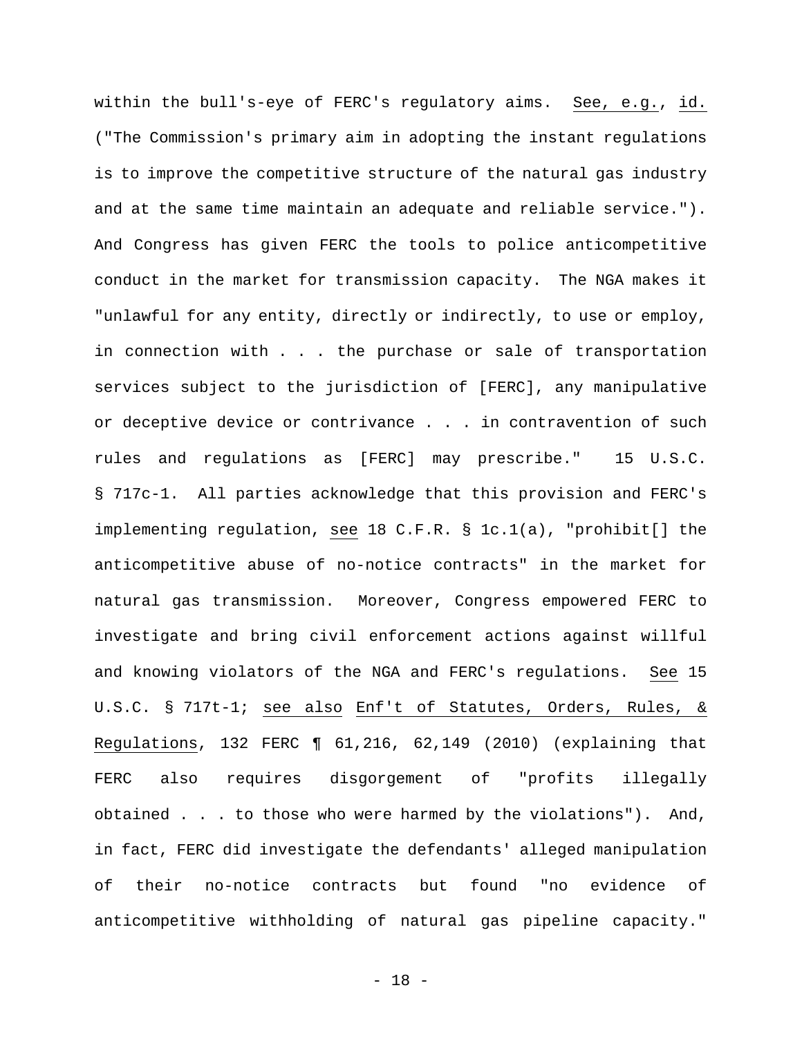within the bull's-eye of FERC's regulatory aims. See, e.g., id. ("The Commission's primary aim in adopting the instant regulations is to improve the competitive structure of the natural gas industry and at the same time maintain an adequate and reliable service."). And Congress has given FERC the tools to police anticompetitive conduct in the market for transmission capacity. The NGA makes it "unlawful for any entity, directly or indirectly, to use or employ, in connection with . . . the purchase or sale of transportation services subject to the jurisdiction of [FERC], any manipulative or deceptive device or contrivance . . . in contravention of such rules and regulations as [FERC] may prescribe." 15 U.S.C. § 717c-1. All parties acknowledge that this provision and FERC's implementing regulation, see 18 C.F.R. § 1c.1(a), "prohibit[] the anticompetitive abuse of no-notice contracts" in the market for natural gas transmission. Moreover, Congress empowered FERC to investigate and bring civil enforcement actions against willful and knowing violators of the NGA and FERC's regulations. See 15 U.S.C. § 717t-1; see also Enf't of Statutes, Orders, Rules, & Regulations, 132 FERC ¶ 61,216, 62,149 (2010) (explaining that FERC also requires disgorgement of "profits illegally obtained . . . to those who were harmed by the violations"). And, in fact, FERC did investigate the defendants' alleged manipulation of their no-notice contracts but found "no evidence of anticompetitive withholding of natural gas pipeline capacity."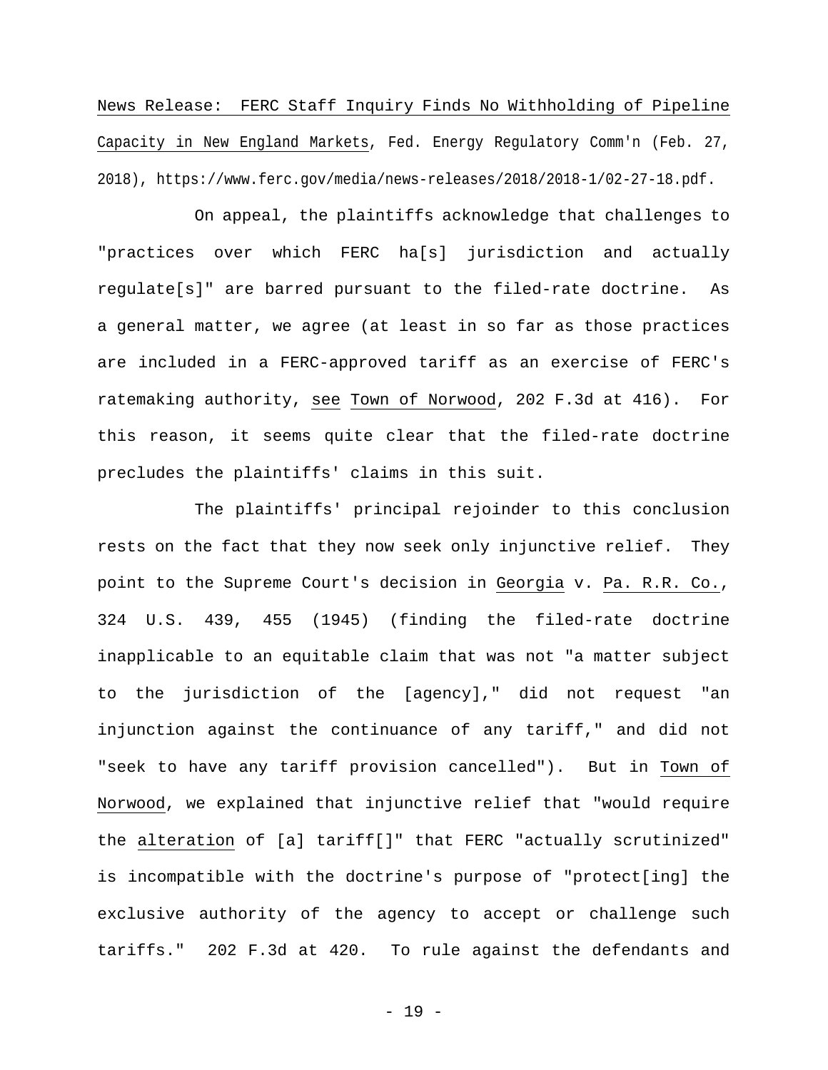News Release: FERC Staff Inquiry Finds No Withholding of Pipeline Capacity in New England Markets, Fed. Energy Regulatory Comm'n (Feb. 27, 2018), https://www.ferc.gov/media/news-releases/2018/2018-1/02-27-18.pdf.

On appeal, the plaintiffs acknowledge that challenges to "practices over which FERC ha[s] jurisdiction and actually regulate[s]" are barred pursuant to the filed-rate doctrine. As a general matter, we agree (at least in so far as those practices are included in a FERC-approved tariff as an exercise of FERC's ratemaking authority, see Town of Norwood, 202 F.3d at 416). For this reason, it seems quite clear that the filed-rate doctrine precludes the plaintiffs' claims in this suit.

The plaintiffs' principal rejoinder to this conclusion rests on the fact that they now seek only injunctive relief. They point to the Supreme Court's decision in Georgia v. Pa. R.R. Co., 324 U.S. 439, 455 (1945) (finding the filed-rate doctrine inapplicable to an equitable claim that was not "a matter subject to the jurisdiction of the [agency]," did not request "an injunction against the continuance of any tariff," and did not "seek to have any tariff provision cancelled"). But in Town of Norwood, we explained that injunctive relief that "would require the alteration of [a] tariff[]" that FERC "actually scrutinized" is incompatible with the doctrine's purpose of "protect[ing] the exclusive authority of the agency to accept or challenge such tariffs." 202 F.3d at 420. To rule against the defendants and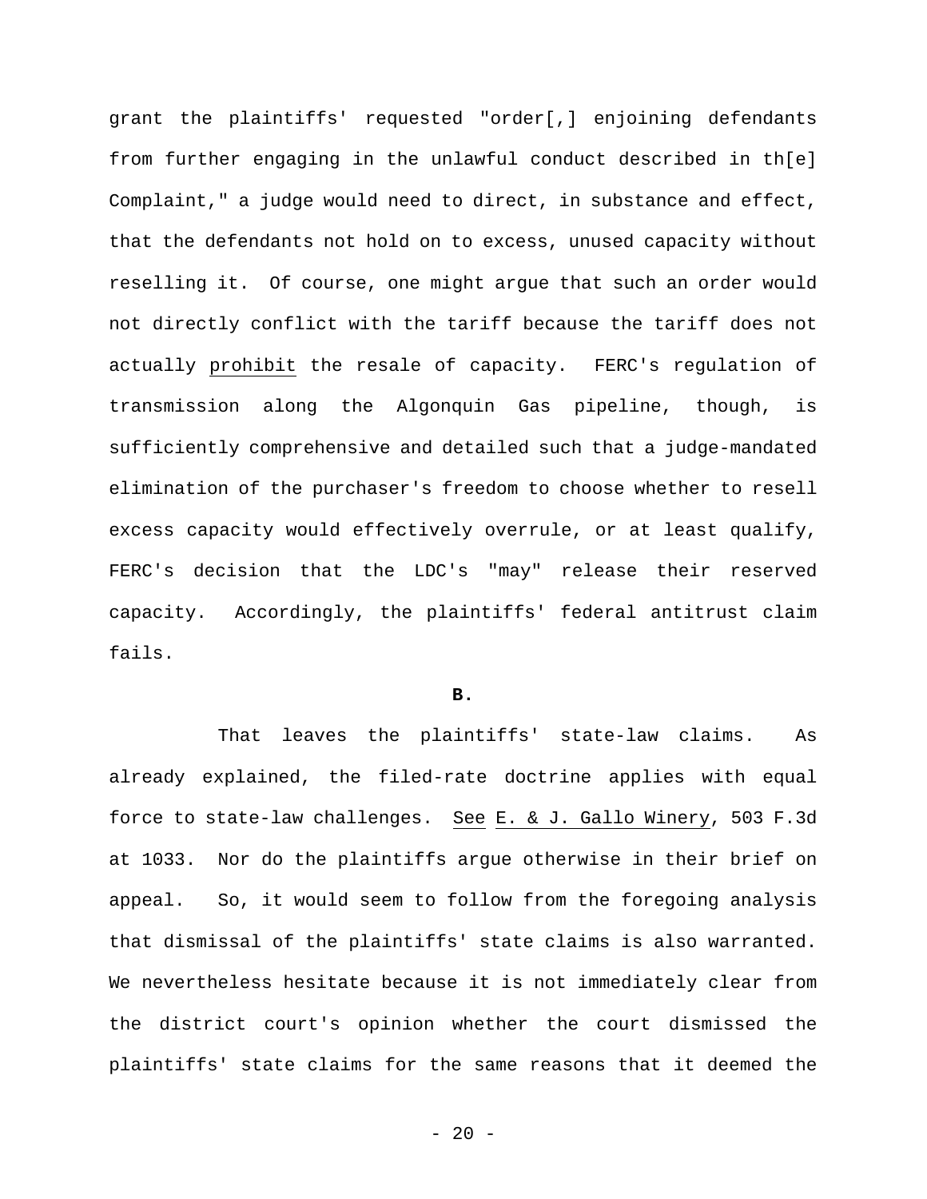grant the plaintiffs' requested "order[,] enjoining defendants from further engaging in the unlawful conduct described in th[e] Complaint," a judge would need to direct, in substance and effect, that the defendants not hold on to excess, unused capacity without reselling it. Of course, one might argue that such an order would not directly conflict with the tariff because the tariff does not actually prohibit the resale of capacity. FERC's regulation of transmission along the Algonquin Gas pipeline, though, is sufficiently comprehensive and detailed such that a judge-mandated elimination of the purchaser's freedom to choose whether to resell excess capacity would effectively overrule, or at least qualify, FERC's decision that the LDC's "may" release their reserved capacity. Accordingly, the plaintiffs' federal antitrust claim fails.

**B.**

That leaves the plaintiffs' state-law claims. As already explained, the filed-rate doctrine applies with equal force to state-law challenges. See E. & J. Gallo Winery, 503 F.3d at 1033. Nor do the plaintiffs argue otherwise in their brief on appeal. So, it would seem to follow from the foregoing analysis that dismissal of the plaintiffs' state claims is also warranted. We nevertheless hesitate because it is not immediately clear from the district court's opinion whether the court dismissed the plaintiffs' state claims for the same reasons that it deemed the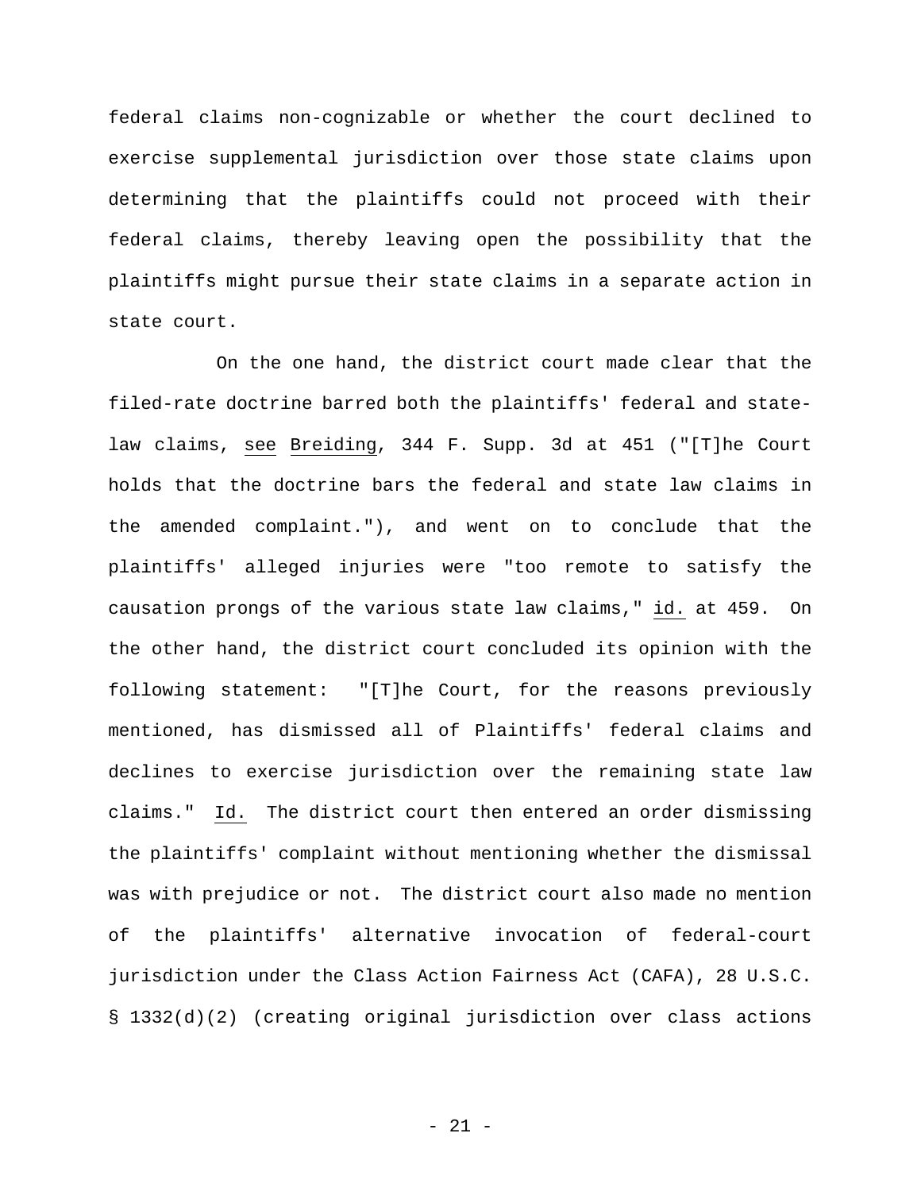federal claims non-cognizable or whether the court declined to exercise supplemental jurisdiction over those state claims upon determining that the plaintiffs could not proceed with their federal claims, thereby leaving open the possibility that the plaintiffs might pursue their state claims in a separate action in state court.

On the one hand, the district court made clear that the filed-rate doctrine barred both the plaintiffs' federal and state-law claims, see Breiding, 344 F. Supp. 3d at 451 ("[T]he Court holds that the doctrine bars the federal and state law claims in the amended complaint."), and went on to conclude that the plaintiffs' alleged injuries were "too remote to satisfy the causation prongs of the various state law claims," id. at 459. On the other hand, the district court concluded its opinion with the following statement: "[T]he Court, for the reasons previously mentioned, has dismissed all of Plaintiffs' federal claims and declines to exercise jurisdiction over the remaining state law claims." Id. The district court then entered an order dismissing the plaintiffs' complaint without mentioning whether the dismissal was with prejudice or not. The district court also made no mention of the plaintiffs' alternative invocation of federal-court jurisdiction under the Class Action Fairness Act (CAFA), 28 U.S.C. § 1332(d)(2) (creating original jurisdiction over class actions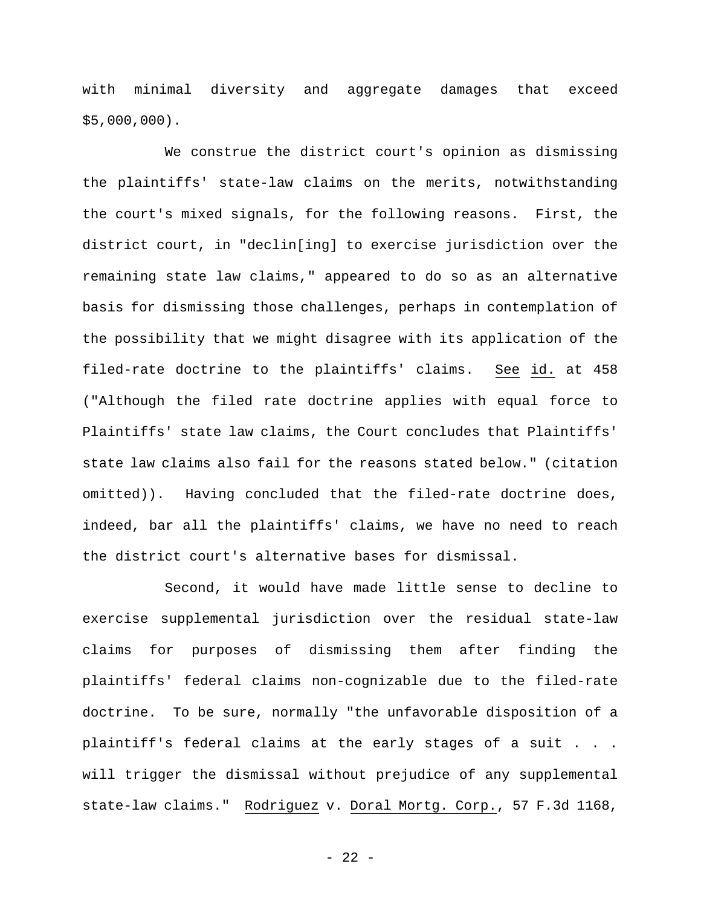with minimal diversity and aggregate damages that exceed $5,000,000).

We construe the district court's opinion as dismissing the plaintiffs' state-law claims on the merits, notwithstanding the court's mixed signals, for the following reasons. First, the district court, in "declin[ing] to exercise jurisdiction over the remaining state law claims," appeared to do so as an alternative basis for dismissing those challenges, perhaps in contemplation of the possibility that we might disagree with its application of the filed-rate doctrine to the plaintiffs' claims. See id. at 458 ("Although the filed rate doctrine applies with equal force to Plaintiffs' state law claims, the Court concludes that Plaintiffs' state law claims also fail for the reasons stated below." (citation omitted)). Having concluded that the filed-rate doctrine does, indeed, bar all the plaintiffs' claims, we have no need to reach the district court's alternative bases for dismissal.

Second, it would have made little sense to decline to exercise supplemental jurisdiction over the residual state-law claims for purposes of dismissing them after finding the plaintiffs' federal claims non-cognizable due to the filed-rate doctrine. To be sure, normally "the unfavorable disposition of a plaintiff's federal claims at the early stages of a suit . . . will trigger the dismissal without prejudice of any supplemental state-law claims." Rodriguez v. Doral Mortg. Corp., 57 F.3d 1168,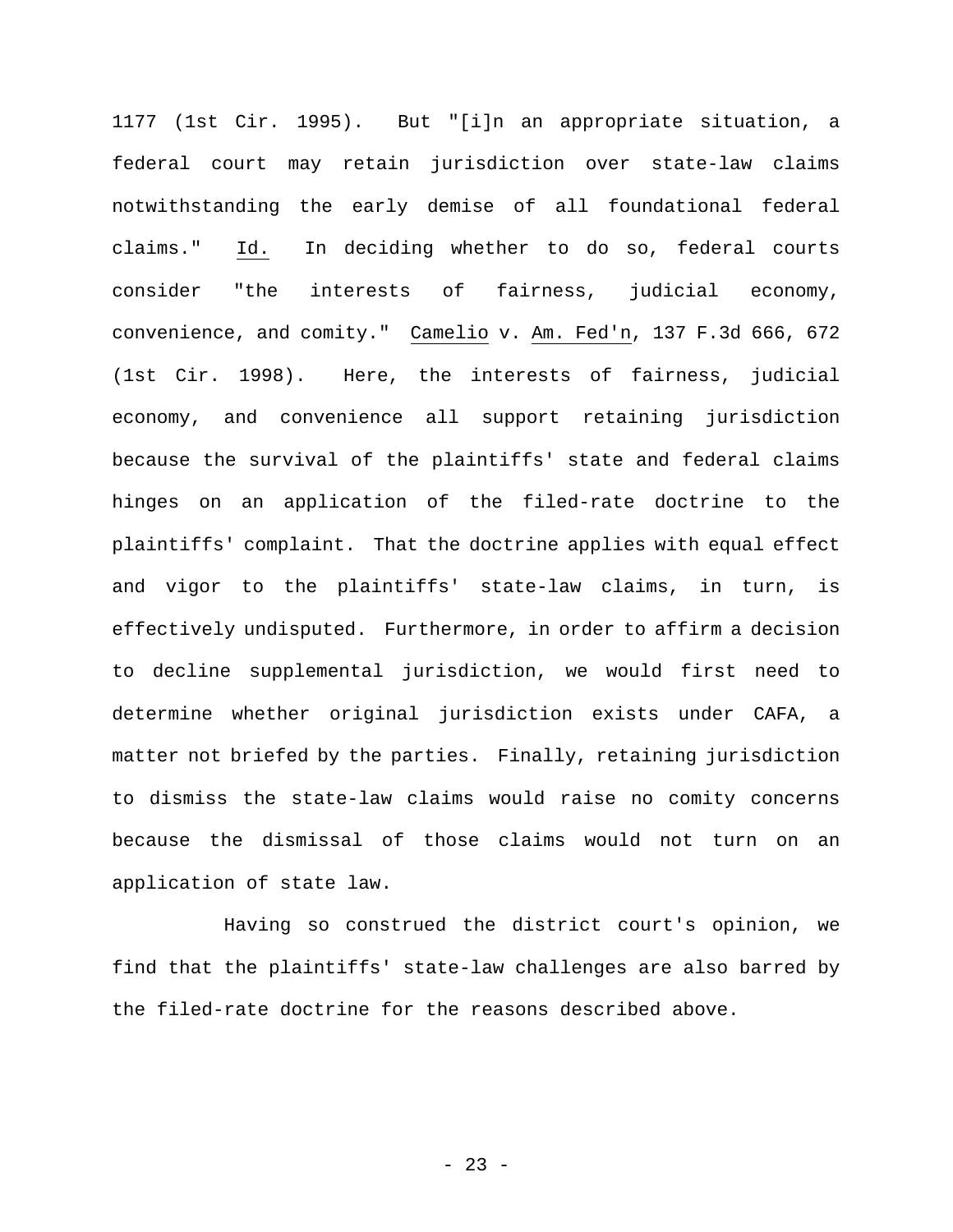1177 (1st Cir. 1995). But "[i]n an appropriate situation, a federal court may retain jurisdiction over state-law claims notwithstanding the early demise of all foundational federal claims." Id. In deciding whether to do so, federal courts consider "the interests of fairness, judicial economy, convenience, and comity." Camelio v. Am. Fed'n, 137 F.3d 666, 672 (1st Cir. 1998). Here, the interests of fairness, judicial economy, and convenience all support retaining jurisdiction because the survival of the plaintiffs' state and federal claims hinges on an application of the filed-rate doctrine to the plaintiffs' complaint. That the doctrine applies with equal effect and vigor to the plaintiffs' state-law claims, in turn, is effectively undisputed. Furthermore, in order to affirm a decision to decline supplemental jurisdiction, we would first need to determine whether original jurisdiction exists under CAFA, a matter not briefed by the parties. Finally, retaining jurisdiction to dismiss the state-law claims would raise no comity concerns because the dismissal of those claims would not turn on an application of state law.

Having so construed the district court's opinion, we find that the plaintiffs' state-law challenges are also barred by the filed-rate doctrine for the reasons described above.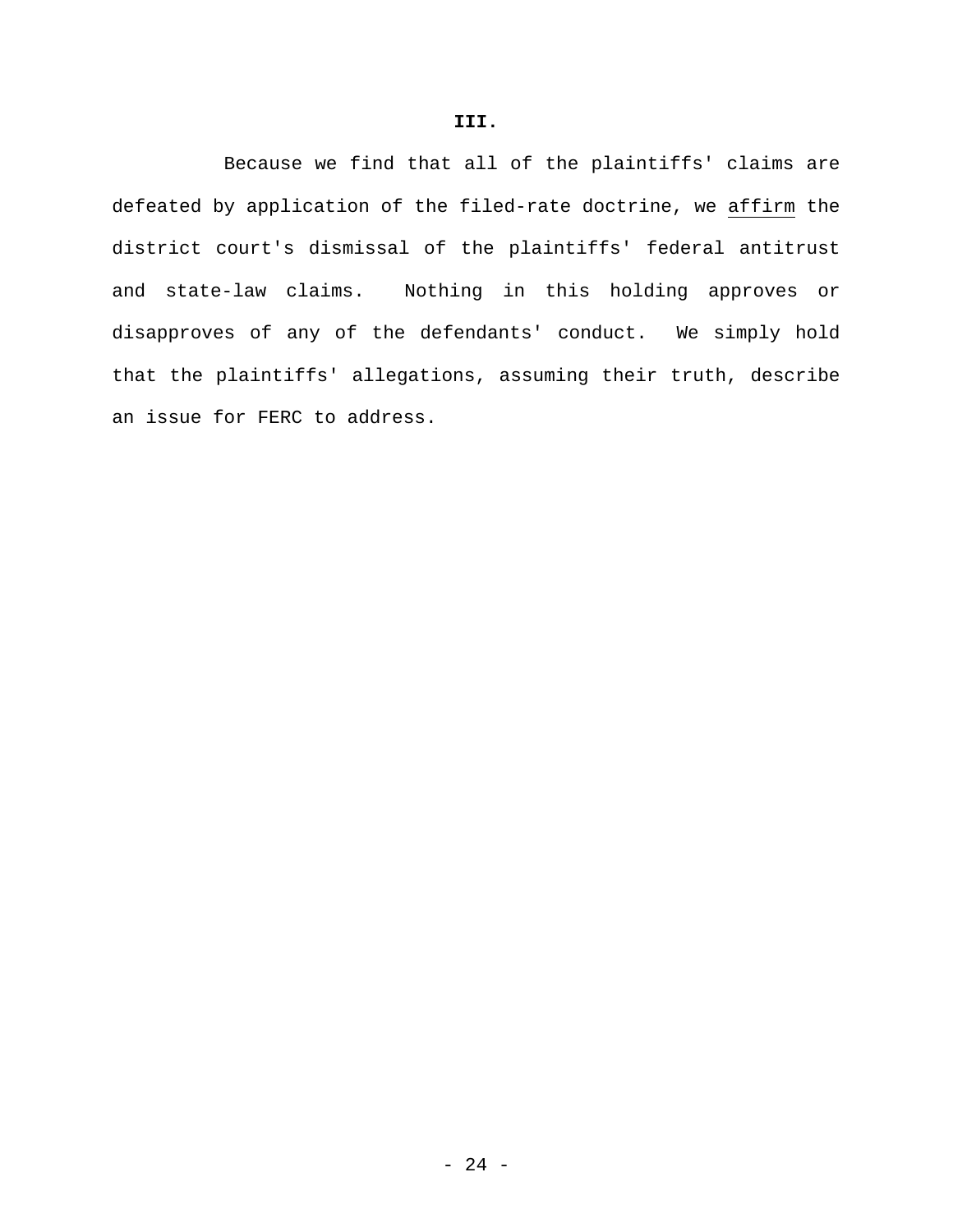**III.**

Because we find that all of the plaintiffs' claims are defeated by application of the filed-rate doctrine, we <u>affirm</u> the district court's dismissal of the plaintiffs' federal antitrust and state-law claims. Nothing in this holding approves or disapproves of any of the defendants' conduct. We simply hold that the plaintiffs' allegations, assuming their truth, describe an issue for FERC to address.